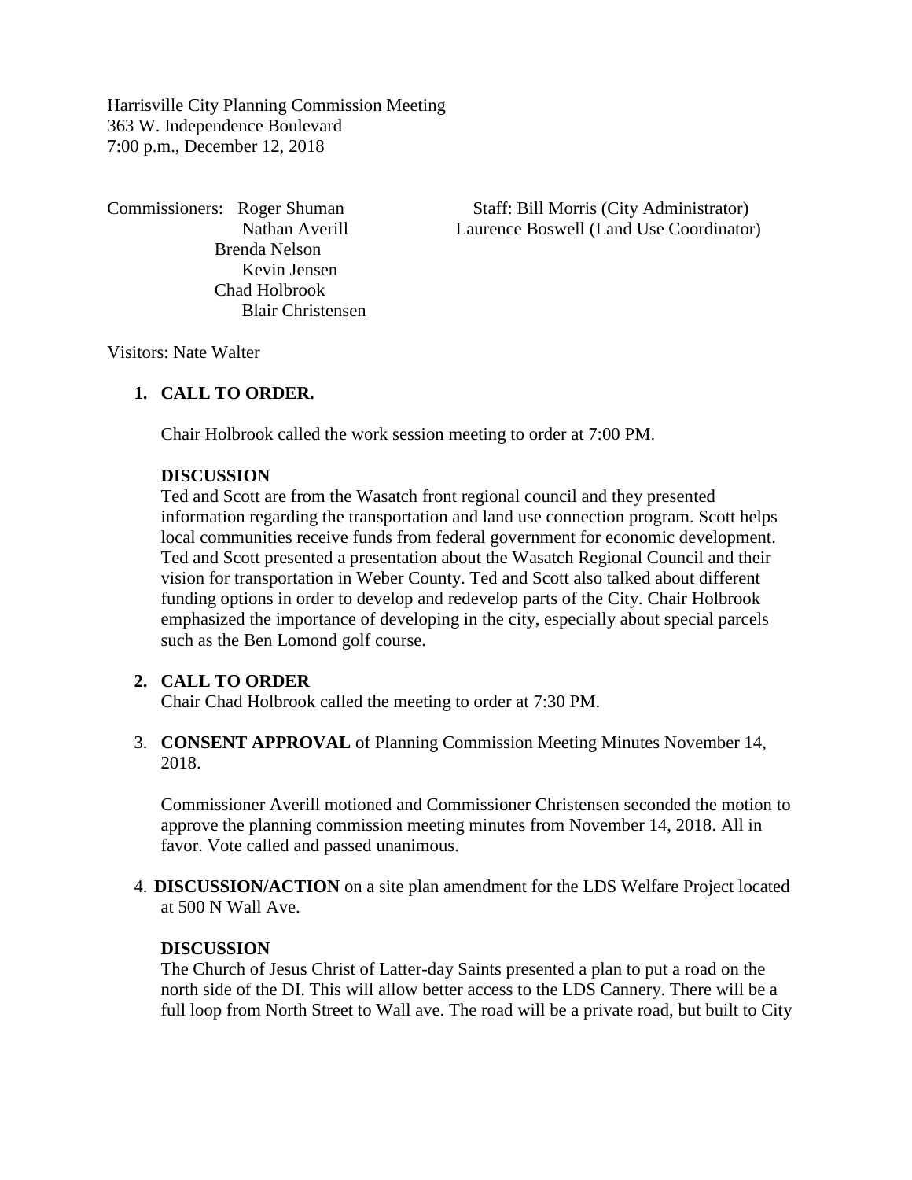Harrisville City Planning Commission Meeting
363 W. Independence Boulevard
7:00 p.m., December 12, 2018

Commissioners: Roger Shuman
Nathan Averill
Brenda Nelson
Kevin Jensen
Chad Holbrook
Blair Christensen

Staff: Bill Morris (City Administrator)
Laurence Boswell (Land Use Coordinator)

Visitors: Nate Walter

1. **CALL TO ORDER.**

   Chair Holbrook called the work session meeting to order at 7:00 PM.

   **DISCUSSION**
   Ted and Scott are from the Wasatch front regional council and they presented information regarding the transportation and land use connection program. Scott helps local communities receive funds from federal government for economic development. Ted and Scott presented a presentation about the Wasatch Regional Council and their vision for transportation in Weber County. Ted and Scott also talked about different funding options in order to develop and redevelop parts of the City. Chair Holbrook emphasized the importance of developing in the city, especially about special parcels such as the Ben Lomond golf course.

2. **CALL TO ORDER**
   Chair Chad Holbrook called the meeting to order at 7:30 PM.

3. **CONSENT APPROVAL** of Planning Commission Meeting Minutes November 14, 2018.

   Commissioner Averill motioned and Commissioner Christensen seconded the motion to approve the planning commission meeting minutes from November 14, 2018. All in favor. Vote called and passed unanimous.

4. **DISCUSSION/ACTION** on a site plan amendment for the LDS Welfare Project located at 500 N Wall Ave.

   **DISCUSSION**
   The Church of Jesus Christ of Latter-day Saints presented a plan to put a road on the north side of the DI. This will allow better access to the LDS Cannery. There will be a full loop from North Street to Wall ave. The road will be a private road, but built to City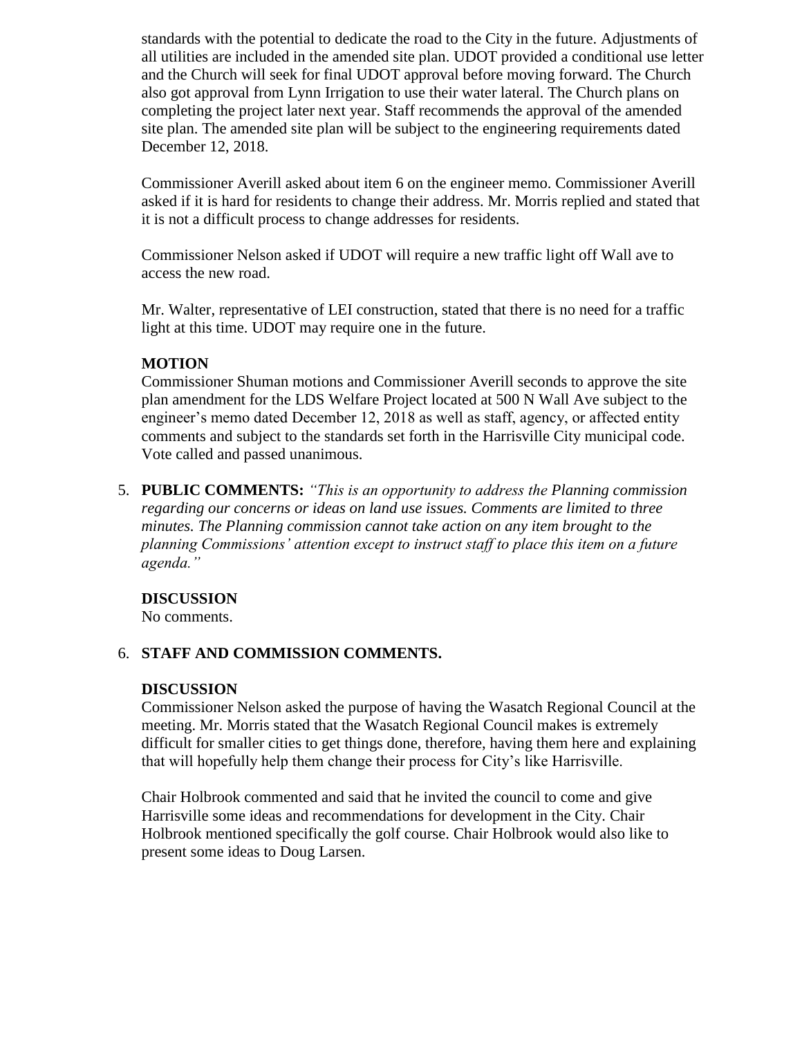standards with the potential to dedicate the road to the City in the future. Adjustments of all utilities are included in the amended site plan. UDOT provided a conditional use letter and the Church will seek for final UDOT approval before moving forward. The Church also got approval from Lynn Irrigation to use their water lateral. The Church plans on completing the project later next year. Staff recommends the approval of the amended site plan. The amended site plan will be subject to the engineering requirements dated December 12, 2018.

Commissioner Averill asked about item 6 on the engineer memo. Commissioner Averill asked if it is hard for residents to change their address. Mr. Morris replied and stated that it is not a difficult process to change addresses for residents.

Commissioner Nelson asked if UDOT will require a new traffic light off Wall ave to access the new road.

Mr. Walter, representative of LEI construction, stated that there is no need for a traffic light at this time. UDOT may require one in the future.

**MOTION**

Commissioner Shuman motions and Commissioner Averill seconds to approve the site plan amendment for the LDS Welfare Project located at 500 N Wall Ave subject to the engineer's memo dated December 12, 2018 as well as staff, agency, or affected entity comments and subject to the standards set forth in the Harrisville City municipal code. Vote called and passed unanimous.

5. **PUBLIC COMMENTS:** *"This is an opportunity to address the Planning commission regarding our concerns or ideas on land use issues. Comments are limited to three minutes. The Planning commission cannot take action on any item brought to the planning Commissions' attention except to instruct staff to place this item on a future agenda."*

   **DISCUSSION**

   No comments.

6. **STAFF AND COMMISSION COMMENTS.**

   **DISCUSSION**

   Commissioner Nelson asked the purpose of having the Wasatch Regional Council at the meeting. Mr. Morris stated that the Wasatch Regional Council makes is extremely difficult for smaller cities to get things done, therefore, having them here and explaining that will hopefully help them change their process for City's like Harrisville.

   Chair Holbrook commented and said that he invited the council to come and give Harrisville some ideas and recommendations for development in the City. Chair Holbrook mentioned specifically the golf course. Chair Holbrook would also like to present some ideas to Doug Larsen.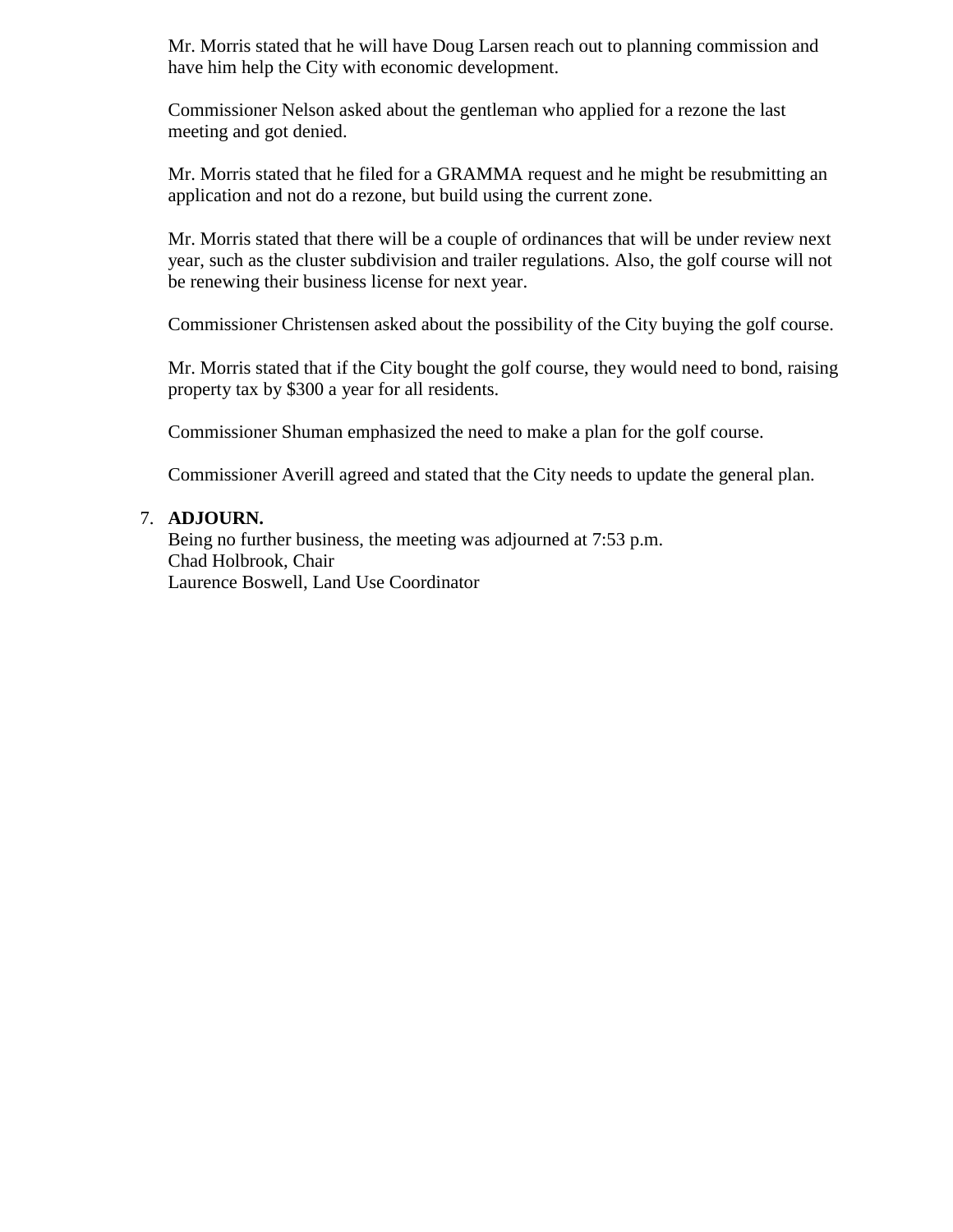Mr. Morris stated that he will have Doug Larsen reach out to planning commission and have him help the City with economic development.

Commissioner Nelson asked about the gentleman who applied for a rezone the last meeting and got denied.

Mr. Morris stated that he filed for a GRAMMA request and he might be resubmitting an application and not do a rezone, but build using the current zone.

Mr. Morris stated that there will be a couple of ordinances that will be under review next year, such as the cluster subdivision and trailer regulations. Also, the golf course will not be renewing their business license for next year.

Commissioner Christensen asked about the possibility of the City buying the golf course.

Mr. Morris stated that if the City bought the golf course, they would need to bond, raising property tax by $300 a year for all residents.

Commissioner Shuman emphasized the need to make a plan for the golf course.

Commissioner Averill agreed and stated that the City needs to update the general plan.

7. **ADJOURN.**
   Being no further business, the meeting was adjourned at 7:53 p.m.
   Chad Holbrook, Chair
   Laurence Boswell, Land Use Coordinator